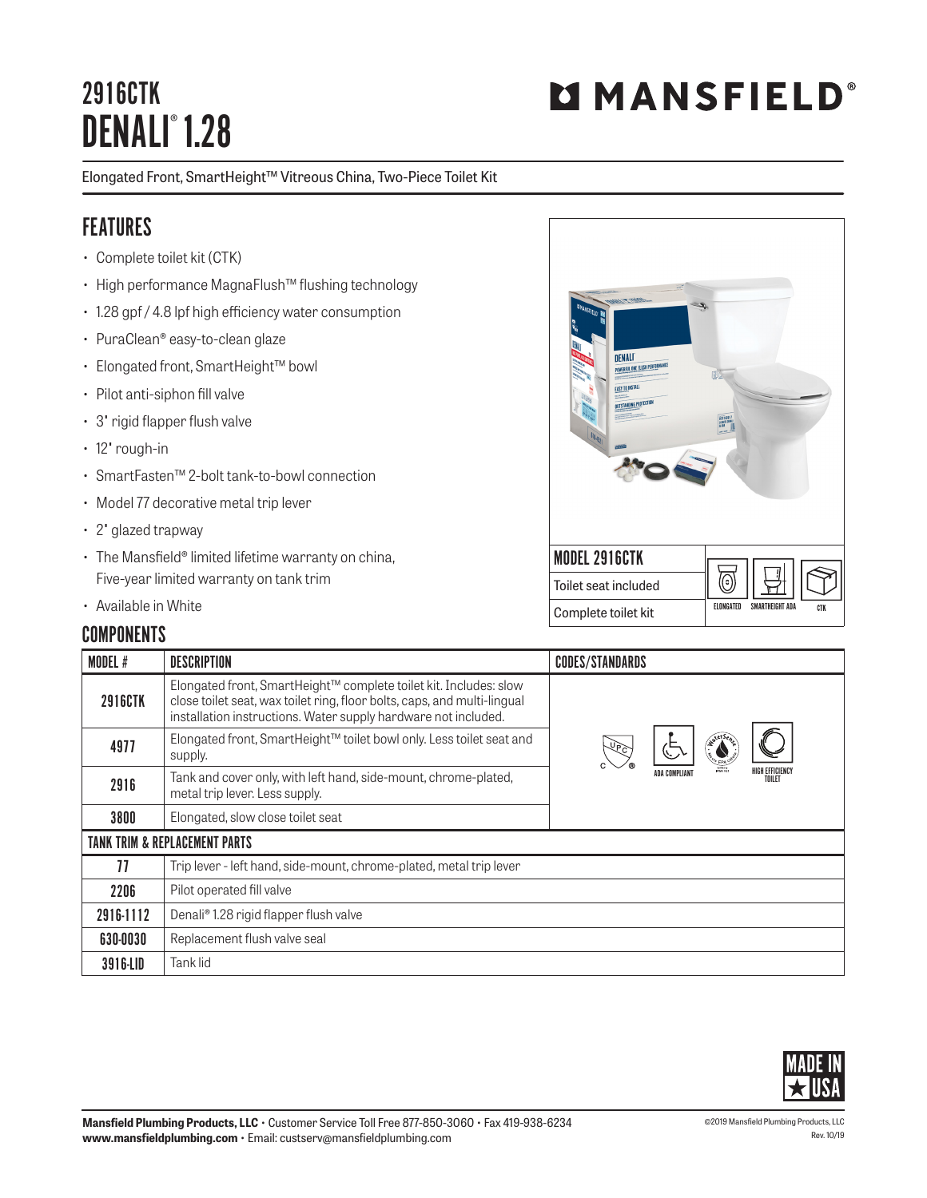# 2916CTK
# DENALI® 1.28

MANSFIELD®

Elongated Front, SmartHeight™ Vitreous China, Two-Piece Toilet Kit

## FEATURES

- Complete toilet kit (CTK)
- High performance MagnaFlush™ flushing technology
- 1.28 gpf / 4.8 lpf high efficiency water consumption
- PuraClean® easy-to-clean glaze
- Elongated front, SmartHeight™ bowl
- Pilot anti-siphon fill valve
- 3" rigid flapper flush valve
- 12" rough-in
- SmartFasten™ 2-bolt tank-to-bowl connection
- Model 77 decorative metal trip lever
- 2" glazed trapway
- The Mansfield® limited lifetime warranty on china, Five-year limited warranty on tank trim
- Available in White

| MODEL 2916CTK | |
|---|---|
| Toilet seat included | ELONGATED · SMARTHEIGHT ADA · CTK |
| Complete toilet kit | |

## COMPONENTS

| MODEL # | DESCRIPTION | CODES/STANDARDS |
|---|---|---|
| 2916CTK | Elongated front, SmartHeight™ complete toilet kit. Includes: slow close toilet seat, wax toilet ring, floor bolts, caps, and multi-lingual installation instructions. Water supply hardware not included. | UPC · ADA COMPLIANT · WaterSense · HIGH EFFICIENCY TOILET |
| 4977 | Elongated front, SmartHeight™ toilet bowl only. Less toilet seat and supply. | |
| 2916 | Tank and cover only, with left hand, side-mount, chrome-plated, metal trip lever. Less supply. | |
| 3800 | Elongated, slow close toilet seat | |

| TANK TRIM & REPLACEMENT PARTS | |
|---|---|
| 77 | Trip lever - left hand, side-mount, chrome-plated, metal trip lever |
| 2206 | Pilot operated fill valve |
| 2916-1112 | Denali® 1.28 rigid flapper flush valve |
| 630-0030 | Replacement flush valve seal |
| 3916-LID | Tank lid |

MADE IN USA

**Mansfield Plumbing Products, LLC** • Customer Service Toll Free 877-850-3060 • Fax 419-938-6234
**www.mansfieldplumbing.com** • Email: custserv@mansfieldplumbing.com

©2019 Mansfield Plumbing Products, LLC
Rev. 10/19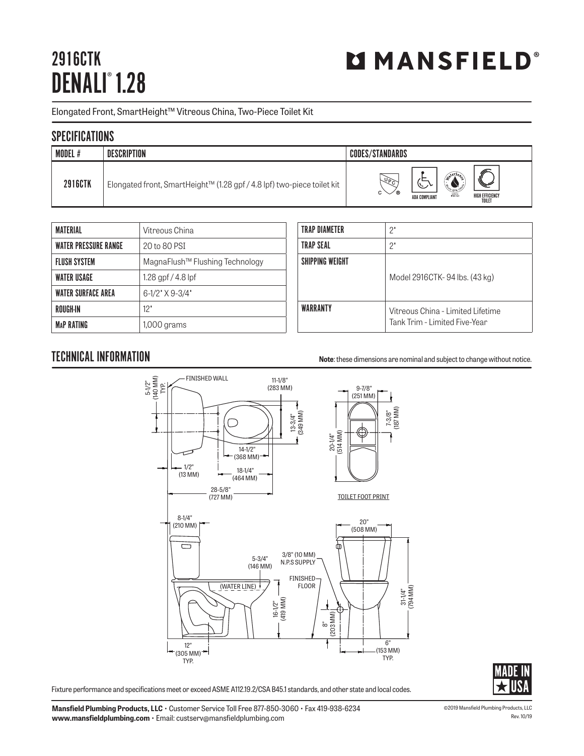# 2916CTK
# DENALI® 1.28

Elongated Front, SmartHeight™ Vitreous China, Two-Piece Toilet Kit

## SPECIFICATIONS

| MODEL # | DESCRIPTION | CODES/STANDARDS |
|---|---|---|
| 2916CTK | Elongated front, SmartHeight™ (1.28 gpf / 4.8 lpf) two-piece toilet kit | UPC, ADA COMPLIANT, WaterSense, HIGH EFFICIENCY TOILET |

| | |
|---|---|
| MATERIAL | Vitreous China |
| WATER PRESSURE RANGE | 20 to 80 PSI |
| FLUSH SYSTEM | MagnaFlush™ Flushing Technology |
| WATER USAGE | 1.28 gpf / 4.8 lpf |
| WATER SURFACE AREA | 6-1/2" X 9-3/4" |
| ROUGH-IN | 12" |
| MaP RATING | 1,000 grams |

| | |
|---|---|
| TRAP DIAMETER | 2" |
| TRAP SEAL | 2" |
| SHIPPING WEIGHT | Model 2916CTK- 94 lbs. (43 kg) |
| WARRANTY | Vitreous China - Limited Lifetime<br>Tank Trim - Limited Five-Year |

## TECHNICAL INFORMATION

**Note**: these dimensions are nominal and subject to change without notice.

FINISHED WALL
5-1/2" (140 MM) TYP.
11-1/8" (283 MM)
13-3/4" (349 MM)
14-1/2" (368 MM)
1/2" (13 MM)
18-1/4" (464 MM)
28-5/8" (727 MM)
9-7/8" (251 MM)
7-3/8" (187 MM)
20-1/4" (514 MM)
TOILET FOOT PRINT
8-1/4" (210 MM)
5-3/4" (146 MM)
3/8" (10 MM) N.P.S SUPPLY
(WATER LINE)
FINISHED FLOOR
16-1/2" (419 MM)
8" (203 MM)
12" (305 MM) TYP.
20" (508 MM)
31-1/4" (794 MM)
6" (153 MM) TYP.

Fixture performance and specifications meet or exceed ASME A112.19.2/CSA B45.1 standards, and other state and local codes.

MADE IN USA

**Mansfield Plumbing Products, LLC** • Customer Service Toll Free 877-850-3060 • Fax 419-938-6234
**www.mansfieldplumbing.com** • Email: custserv@mansfieldplumbing.com

©2019 Mansfield Plumbing Products, LLC
Rev. 10/19